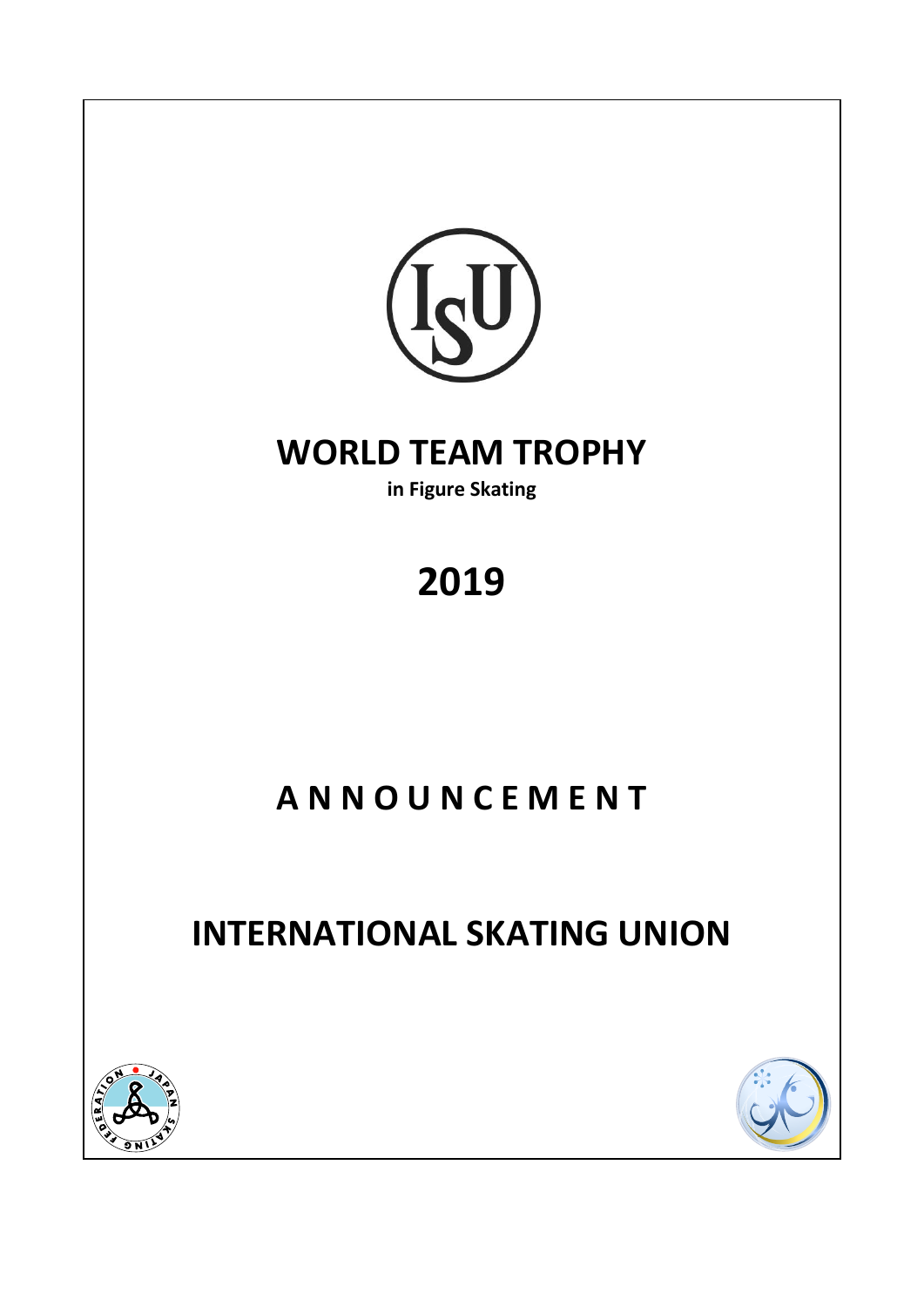# WORLD TEAM TROPHY

**in Figure Skating**

# 2019

# A N N O U N C E M E N T

# INTERNATIONAL SKATING UNION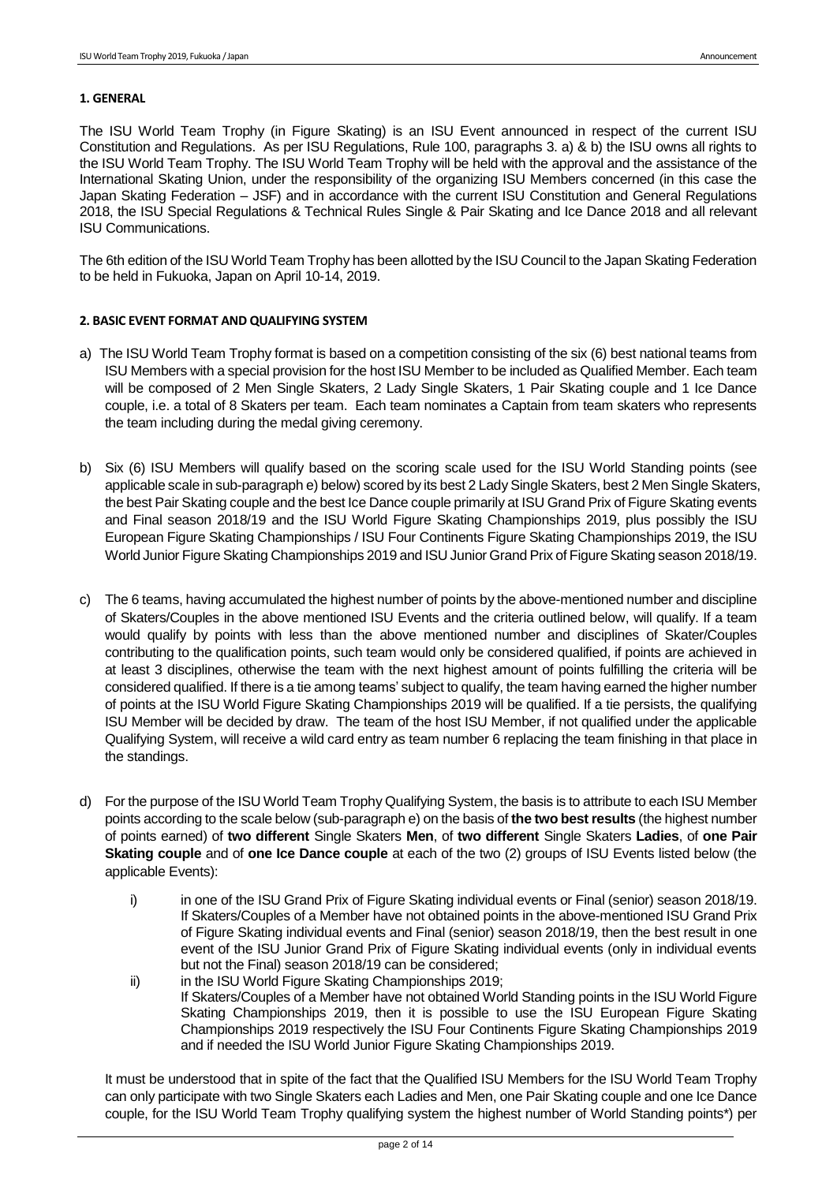## 1. GENERAL

The ISU World Team Trophy (in Figure Skating) is an ISU Event announced in respect of the current ISU Constitution and Regulations. As per ISU Regulations, Rule 100, paragraphs 3. a) & b) the ISU owns all rights to the ISU World Team Trophy. The ISU World Team Trophy will be held with the approval and the assistance of the International Skating Union, under the responsibility of the organizing ISU Members concerned (in this case the Japan Skating Federation – JSF) and in accordance with the current ISU Constitution and General Regulations 2018, the ISU Special Regulations & Technical Rules Single & Pair Skating and Ice Dance 2018 and all relevant ISU Communications.

The 6th edition of the ISU World Team Trophy has been allotted by the ISU Council to the Japan Skating Federation to be held in Fukuoka, Japan on April 10-14, 2019.

## 2. BASIC EVENT FORMAT AND QUALIFYING SYSTEM

a) The ISU World Team Trophy format is based on a competition consisting of the six (6) best national teams from ISU Members with a special provision for the host ISU Member to be included as Qualified Member. Each team will be composed of 2 Men Single Skaters, 2 Lady Single Skaters, 1 Pair Skating couple and 1 Ice Dance couple, i.e. a total of 8 Skaters per team. Each team nominates a Captain from team skaters who represents the team including during the medal giving ceremony.

b) Six (6) ISU Members will qualify based on the scoring scale used for the ISU World Standing points (see applicable scale in sub-paragraph e) below) scored by its best 2 Lady Single Skaters, best 2 Men Single Skaters, the best Pair Skating couple and the best Ice Dance couple primarily at ISU Grand Prix of Figure Skating events and Final season 2018/19 and the ISU World Figure Skating Championships 2019, plus possibly the ISU European Figure Skating Championships / ISU Four Continents Figure Skating Championships 2019, the ISU World Junior Figure Skating Championships 2019 and ISU Junior Grand Prix of Figure Skating season 2018/19.

c) The 6 teams, having accumulated the highest number of points by the above-mentioned number and discipline of Skaters/Couples in the above mentioned ISU Events and the criteria outlined below, will qualify. If a team would qualify by points with less than the above mentioned number and disciplines of Skater/Couples contributing to the qualification points, such team would only be considered qualified, if points are achieved in at least 3 disciplines, otherwise the team with the next highest amount of points fulfilling the criteria will be considered qualified. If there is a tie among teams' subject to qualify, the team having earned the higher number of points at the ISU World Figure Skating Championships 2019 will be qualified. If a tie persists, the qualifying ISU Member will be decided by draw. The team of the host ISU Member, if not qualified under the applicable Qualifying System, will receive a wild card entry as team number 6 replacing the team finishing in that place in the standings.

d) For the purpose of the ISU World Team Trophy Qualifying System, the basis is to attribute to each ISU Member points according to the scale below (sub-paragraph e) on the basis of **the two best results** (the highest number of points earned) of **two different** Single Skaters **Men**, of **two different** Single Skaters **Ladies**, of **one Pair Skating couple** and of **one Ice Dance couple** at each of the two (2) groups of ISU Events listed below (the applicable Events):

   i) in one of the ISU Grand Prix of Figure Skating individual events or Final (senior) season 2018/19. If Skaters/Couples of a Member have not obtained points in the above-mentioned ISU Grand Prix of Figure Skating individual events and Final (senior) season 2018/19, then the best result in one event of the ISU Junior Grand Prix of Figure Skating individual events (only in individual events but not the Final) season 2018/19 can be considered;

   ii) in the ISU World Figure Skating Championships 2019;
   If Skaters/Couples of a Member have not obtained World Standing points in the ISU World Figure Skating Championships 2019, then it is possible to use the ISU European Figure Skating Championships 2019 respectively the ISU Four Continents Figure Skating Championships 2019 and if needed the ISU World Junior Figure Skating Championships 2019.

It must be understood that in spite of the fact that the Qualified ISU Members for the ISU World Team Trophy can only participate with two Single Skaters each Ladies and Men, one Pair Skating couple and one Ice Dance couple, for the ISU World Team Trophy qualifying system the highest number of World Standing points*) per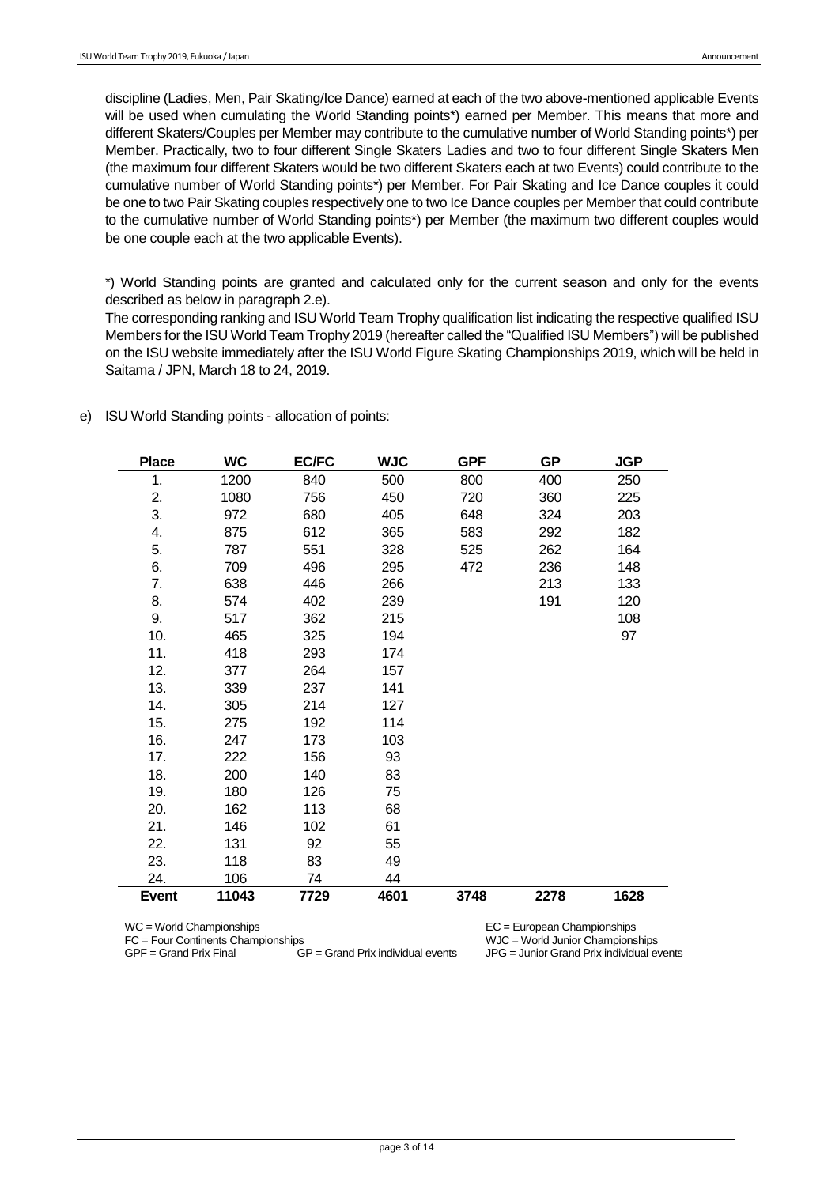discipline (Ladies, Men, Pair Skating/Ice Dance) earned at each of the two above-mentioned applicable Events will be used when cumulating the World Standing points*) earned per Member. This means that more and different Skaters/Couples per Member may contribute to the cumulative number of World Standing points*) per Member. Practically, two to four different Single Skaters Ladies and two to four different Single Skaters Men (the maximum four different Skaters would be two different Skaters each at two Events) could contribute to the cumulative number of World Standing points*) per Member. For Pair Skating and Ice Dance couples it could be one to two Pair Skating couples respectively one to two Ice Dance couples per Member that could contribute to the cumulative number of World Standing points*) per Member (the maximum two different couples would be one couple each at the two applicable Events).

*) World Standing points are granted and calculated only for the current season and only for the events described as below in paragraph 2.e).
The corresponding ranking and ISU World Team Trophy qualification list indicating the respective qualified ISU Members for the ISU World Team Trophy 2019 (hereafter called the "Qualified ISU Members") will be published on the ISU website immediately after the ISU World Figure Skating Championships 2019, which will be held in Saitama / JPN, March 18 to 24, 2019.

e) ISU World Standing points - allocation of points:

| Place | WC | EC/FC | WJC | GPF | GP | JGP |
|---|---|---|---|---|---|---|
| 1. | 1200 | 840 | 500 | 800 | 400 | 250 |
| 2. | 1080 | 756 | 450 | 720 | 360 | 225 |
| 3. | 972 | 680 | 405 | 648 | 324 | 203 |
| 4. | 875 | 612 | 365 | 583 | 292 | 182 |
| 5. | 787 | 551 | 328 | 525 | 262 | 164 |
| 6. | 709 | 496 | 295 | 472 | 236 | 148 |
| 7. | 638 | 446 | 266 | | 213 | 133 |
| 8. | 574 | 402 | 239 | | 191 | 120 |
| 9. | 517 | 362 | 215 | | | 108 |
| 10. | 465 | 325 | 194 | | | 97 |
| 11. | 418 | 293 | 174 | | | |
| 12. | 377 | 264 | 157 | | | |
| 13. | 339 | 237 | 141 | | | |
| 14. | 305 | 214 | 127 | | | |
| 15. | 275 | 192 | 114 | | | |
| 16. | 247 | 173 | 103 | | | |
| 17. | 222 | 156 | 93 | | | |
| 18. | 200 | 140 | 83 | | | |
| 19. | 180 | 126 | 75 | | | |
| 20. | 162 | 113 | 68 | | | |
| 21. | 146 | 102 | 61 | | | |
| 22. | 131 | 92 | 55 | | | |
| 23. | 118 | 83 | 49 | | | |
| 24. | 106 | 74 | 44 | | | |
| **Event** | **11043** | **7729** | **4601** | **3748** | **2278** | **1628** |

WC = World Championships
EC = European Championships
FC = Four Continents Championships
WJC = World Junior Championships
GPF = Grand Prix Final
GP = Grand Prix individual events
JPG = Junior Grand Prix individual events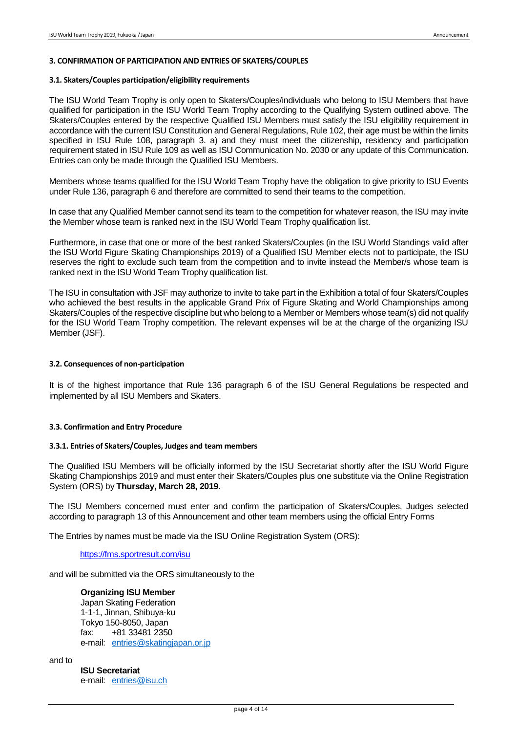## 3. CONFIRMATION OF PARTICIPATION AND ENTRIES OF SKATERS/COUPLES

### 3.1. Skaters/Couples participation/eligibility requirements

The ISU World Team Trophy is only open to Skaters/Couples/individuals who belong to ISU Members that have qualified for participation in the ISU World Team Trophy according to the Qualifying System outlined above. The Skaters/Couples entered by the respective Qualified ISU Members must satisfy the ISU eligibility requirement in accordance with the current ISU Constitution and General Regulations, Rule 102, their age must be within the limits specified in ISU Rule 108, paragraph 3. a) and they must meet the citizenship, residency and participation requirement stated in ISU Rule 109 as well as ISU Communication No. 2030 or any update of this Communication. Entries can only be made through the Qualified ISU Members.

Members whose teams qualified for the ISU World Team Trophy have the obligation to give priority to ISU Events under Rule 136, paragraph 6 and therefore are committed to send their teams to the competition.

In case that any Qualified Member cannot send its team to the competition for whatever reason, the ISU may invite the Member whose team is ranked next in the ISU World Team Trophy qualification list.

Furthermore, in case that one or more of the best ranked Skaters/Couples (in the ISU World Standings valid after the ISU World Figure Skating Championships 2019) of a Qualified ISU Member elects not to participate, the ISU reserves the right to exclude such team from the competition and to invite instead the Member/s whose team is ranked next in the ISU World Team Trophy qualification list.

The ISU in consultation with JSF may authorize to invite to take part in the Exhibition a total of four Skaters/Couples who achieved the best results in the applicable Grand Prix of Figure Skating and World Championships among Skaters/Couples of the respective discipline but who belong to a Member or Members whose team(s) did not qualify for the ISU World Team Trophy competition. The relevant expenses will be at the charge of the organizing ISU Member (JSF).

### 3.2. Consequences of non-participation

It is of the highest importance that Rule 136 paragraph 6 of the ISU General Regulations be respected and implemented by all ISU Members and Skaters.

### 3.3. Confirmation and Entry Procedure

#### 3.3.1. Entries of Skaters/Couples, Judges and team members

The Qualified ISU Members will be officially informed by the ISU Secretariat shortly after the ISU World Figure Skating Championships 2019 and must enter their Skaters/Couples plus one substitute via the Online Registration System (ORS) by **Thursday, March 28, 2019**.

The ISU Members concerned must enter and confirm the participation of Skaters/Couples, Judges selected according to paragraph 13 of this Announcement and other team members using the official Entry Forms

The Entries by names must be made via the ISU Online Registration System (ORS):

https://fms.sportresult.com/isu

and will be submitted via the ORS simultaneously to the

**Organizing ISU Member**
Japan Skating Federation
1-1-1, Jinnan, Shibuya-ku
Tokyo 150-8050, Japan
fax: +81 33481 2350
e-mail: entries@skatingjapan.or.jp

and to

**ISU Secretariat**
e-mail: entries@isu.ch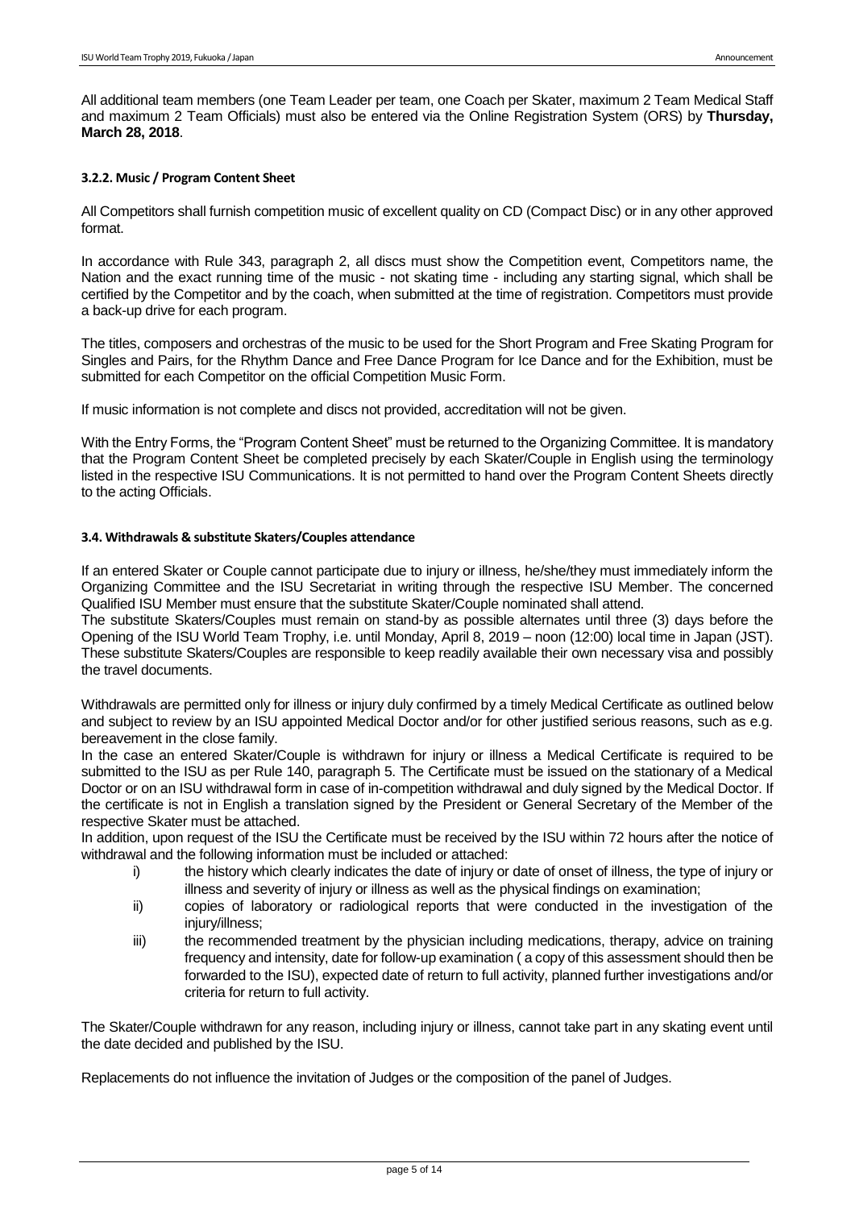All additional team members (one Team Leader per team, one Coach per Skater, maximum 2 Team Medical Staff and maximum 2 Team Officials) must also be entered via the Online Registration System (ORS) by **Thursday, March 28, 2018**.

### 3.2.2. Music / Program Content Sheet

All Competitors shall furnish competition music of excellent quality on CD (Compact Disc) or in any other approved format.

In accordance with Rule 343, paragraph 2, all discs must show the Competition event, Competitors name, the Nation and the exact running time of the music - not skating time - including any starting signal, which shall be certified by the Competitor and by the coach, when submitted at the time of registration. Competitors must provide a back-up drive for each program.

The titles, composers and orchestras of the music to be used for the Short Program and Free Skating Program for Singles and Pairs, for the Rhythm Dance and Free Dance Program for Ice Dance and for the Exhibition, must be submitted for each Competitor on the official Competition Music Form.

If music information is not complete and discs not provided, accreditation will not be given.

With the Entry Forms, the "Program Content Sheet" must be returned to the Organizing Committee. It is mandatory that the Program Content Sheet be completed precisely by each Skater/Couple in English using the terminology listed in the respective ISU Communications. It is not permitted to hand over the Program Content Sheets directly to the acting Officials.

### 3.4. Withdrawals & substitute Skaters/Couples attendance

If an entered Skater or Couple cannot participate due to injury or illness, he/she/they must immediately inform the Organizing Committee and the ISU Secretariat in writing through the respective ISU Member. The concerned Qualified ISU Member must ensure that the substitute Skater/Couple nominated shall attend.
The substitute Skaters/Couples must remain on stand-by as possible alternates until three (3) days before the Opening of the ISU World Team Trophy, i.e. until Monday, April 8, 2019 – noon (12:00) local time in Japan (JST). These substitute Skaters/Couples are responsible to keep readily available their own necessary visa and possibly the travel documents.

Withdrawals are permitted only for illness or injury duly confirmed by a timely Medical Certificate as outlined below and subject to review by an ISU appointed Medical Doctor and/or for other justified serious reasons, such as e.g. bereavement in the close family.
In the case an entered Skater/Couple is withdrawn for injury or illness a Medical Certificate is required to be submitted to the ISU as per Rule 140, paragraph 5. The Certificate must be issued on the stationary of a Medical Doctor or on an ISU withdrawal form in case of in-competition withdrawal and duly signed by the Medical Doctor. If the certificate is not in English a translation signed by the President or General Secretary of the Member of the respective Skater must be attached.
In addition, upon request of the ISU the Certificate must be received by the ISU within 72 hours after the notice of withdrawal and the following information must be included or attached:

- i) the history which clearly indicates the date of injury or date of onset of illness, the type of injury or illness and severity of injury or illness as well as the physical findings on examination;
- ii) copies of laboratory or radiological reports that were conducted in the investigation of the injury/illness;
- iii) the recommended treatment by the physician including medications, therapy, advice on training frequency and intensity, date for follow-up examination ( a copy of this assessment should then be forwarded to the ISU), expected date of return to full activity, planned further investigations and/or criteria for return to full activity.

The Skater/Couple withdrawn for any reason, including injury or illness, cannot take part in any skating event until the date decided and published by the ISU.

Replacements do not influence the invitation of Judges or the composition of the panel of Judges.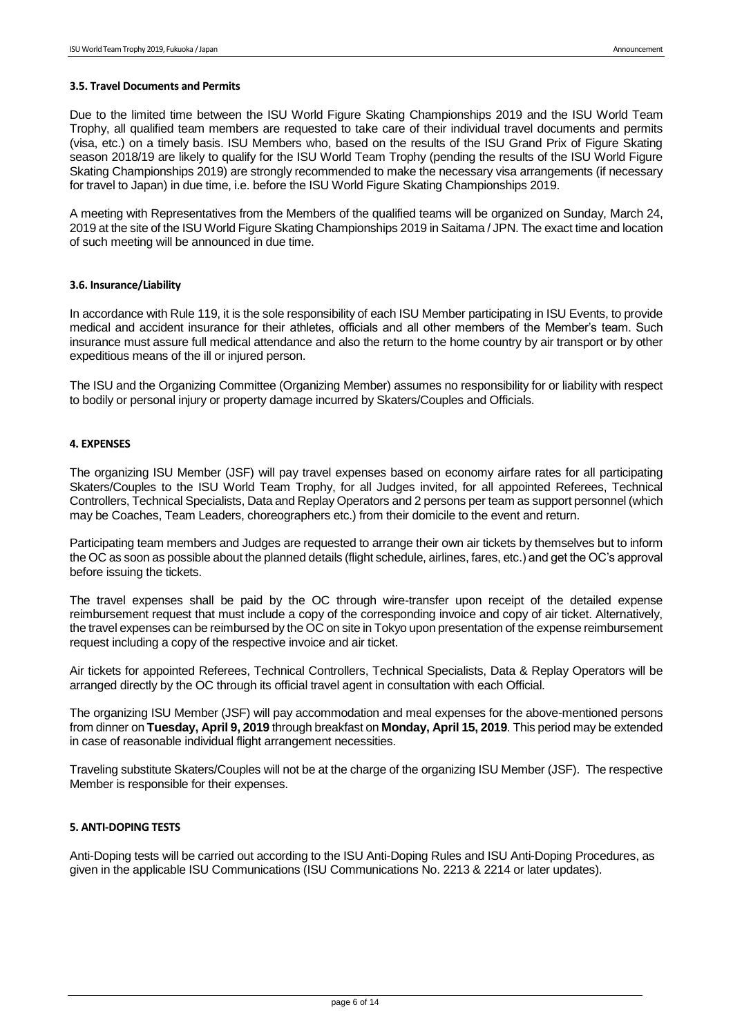### 3.5. Travel Documents and Permits

Due to the limited time between the ISU World Figure Skating Championships 2019 and the ISU World Team Trophy, all qualified team members are requested to take care of their individual travel documents and permits (visa, etc.) on a timely basis. ISU Members who, based on the results of the ISU Grand Prix of Figure Skating season 2018/19 are likely to qualify for the ISU World Team Trophy (pending the results of the ISU World Figure Skating Championships 2019) are strongly recommended to make the necessary visa arrangements (if necessary for travel to Japan) in due time, i.e. before the ISU World Figure Skating Championships 2019.

A meeting with Representatives from the Members of the qualified teams will be organized on Sunday, March 24, 2019 at the site of the ISU World Figure Skating Championships 2019 in Saitama / JPN. The exact time and location of such meeting will be announced in due time.

### 3.6. Insurance/Liability

In accordance with Rule 119, it is the sole responsibility of each ISU Member participating in ISU Events, to provide medical and accident insurance for their athletes, officials and all other members of the Member's team. Such insurance must assure full medical attendance and also the return to the home country by air transport or by other expeditious means of the ill or injured person.

The ISU and the Organizing Committee (Organizing Member) assumes no responsibility for or liability with respect to bodily or personal injury or property damage incurred by Skaters/Couples and Officials.

## 4. EXPENSES

The organizing ISU Member (JSF) will pay travel expenses based on economy airfare rates for all participating Skaters/Couples to the ISU World Team Trophy, for all Judges invited, for all appointed Referees, Technical Controllers, Technical Specialists, Data and Replay Operators and 2 persons per team as support personnel (which may be Coaches, Team Leaders, choreographers etc.) from their domicile to the event and return.

Participating team members and Judges are requested to arrange their own air tickets by themselves but to inform the OC as soon as possible about the planned details (flight schedule, airlines, fares, etc.) and get the OC's approval before issuing the tickets.

The travel expenses shall be paid by the OC through wire-transfer upon receipt of the detailed expense reimbursement request that must include a copy of the corresponding invoice and copy of air ticket. Alternatively, the travel expenses can be reimbursed by the OC on site in Tokyo upon presentation of the expense reimbursement request including a copy of the respective invoice and air ticket.

Air tickets for appointed Referees, Technical Controllers, Technical Specialists, Data & Replay Operators will be arranged directly by the OC through its official travel agent in consultation with each Official.

The organizing ISU Member (JSF) will pay accommodation and meal expenses for the above-mentioned persons from dinner on **Tuesday, April 9, 2019** through breakfast on **Monday, April 15, 2019**. This period may be extended in case of reasonable individual flight arrangement necessities.

Traveling substitute Skaters/Couples will not be at the charge of the organizing ISU Member (JSF). The respective Member is responsible for their expenses.

## 5. ANTI-DOPING TESTS

Anti-Doping tests will be carried out according to the ISU Anti-Doping Rules and ISU Anti-Doping Procedures, as given in the applicable ISU Communications (ISU Communications No. 2213 & 2214 or later updates).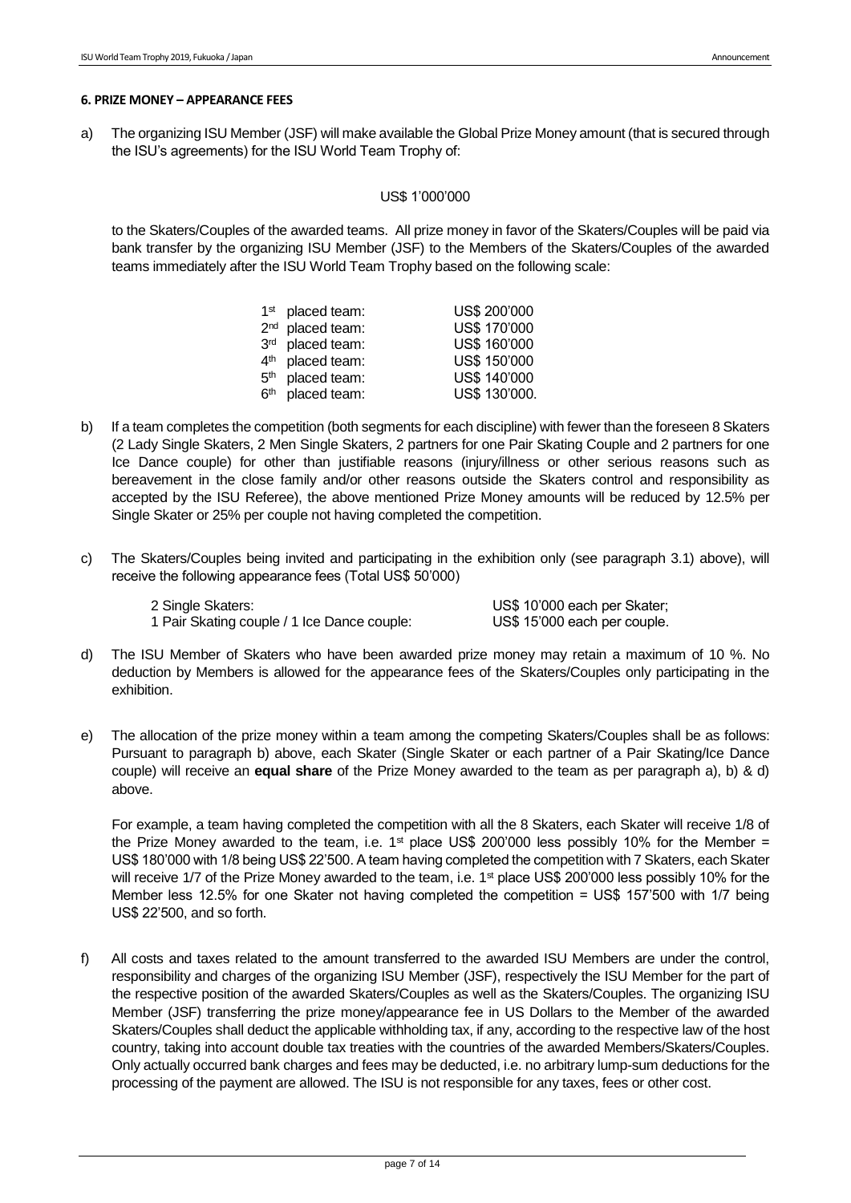### 6. PRIZE MONEY – APPEARANCE FEES

a) The organizing ISU Member (JSF) will make available the Global Prize Money amount (that is secured through the ISU's agreements) for the ISU World Team Trophy of:

US$ 1'000'000

to the Skaters/Couples of the awarded teams. All prize money in favor of the Skaters/Couples will be paid via bank transfer by the organizing ISU Member (JSF) to the Members of the Skaters/Couples of the awarded teams immediately after the ISU World Team Trophy based on the following scale:

| | |
|---|---|
| 1st placed team: | US$ 200'000 |
| 2nd placed team: | US$ 170'000 |
| 3rd placed team: | US$ 160'000 |
| 4th placed team: | US$ 150'000 |
| 5th placed team: | US$ 140'000 |
| 6th placed team: | US$ 130'000. |

b) If a team completes the competition (both segments for each discipline) with fewer than the foreseen 8 Skaters (2 Lady Single Skaters, 2 Men Single Skaters, 2 partners for one Pair Skating Couple and 2 partners for one Ice Dance couple) for other than justifiable reasons (injury/illness or other serious reasons such as bereavement in the close family and/or other reasons outside the Skaters control and responsibility as accepted by the ISU Referee), the above mentioned Prize Money amounts will be reduced by 12.5% per Single Skater or 25% per couple not having completed the competition.

c) The Skaters/Couples being invited and participating in the exhibition only (see paragraph 3.1) above), will receive the following appearance fees (Total US$ 50'000)

| | |
|---|---|
| 2 Single Skaters: | US$ 10'000 each per Skater; |
| 1 Pair Skating couple / 1 Ice Dance couple: | US$ 15'000 each per couple. |

d) The ISU Member of Skaters who have been awarded prize money may retain a maximum of 10 %. No deduction by Members is allowed for the appearance fees of the Skaters/Couples only participating in the exhibition.

e) The allocation of the prize money within a team among the competing Skaters/Couples shall be as follows: Pursuant to paragraph b) above, each Skater (Single Skater or each partner of a Pair Skating/Ice Dance couple) will receive an **equal share** of the Prize Money awarded to the team as per paragraph a), b) & d) above.

For example, a team having completed the competition with all the 8 Skaters, each Skater will receive 1/8 of the Prize Money awarded to the team, i.e. 1st place US$ 200'000 less possibly 10% for the Member = US$ 180'000 with 1/8 being US$ 22'500. A team having completed the competition with 7 Skaters, each Skater will receive 1/7 of the Prize Money awarded to the team, i.e. 1st place US$ 200'000 less possibly 10% for the Member less 12.5% for one Skater not having completed the competition = US$ 157'500 with 1/7 being US$ 22'500, and so forth.

f) All costs and taxes related to the amount transferred to the awarded ISU Members are under the control, responsibility and charges of the organizing ISU Member (JSF), respectively the ISU Member for the part of the respective position of the awarded Skaters/Couples as well as the Skaters/Couples. The organizing ISU Member (JSF) transferring the prize money/appearance fee in US Dollars to the Member of the awarded Skaters/Couples shall deduct the applicable withholding tax, if any, according to the respective law of the host country, taking into account double tax treaties with the countries of the awarded Members/Skaters/Couples. Only actually occurred bank charges and fees may be deducted, i.e. no arbitrary lump-sum deductions for the processing of the payment are allowed. The ISU is not responsible for any taxes, fees or other cost.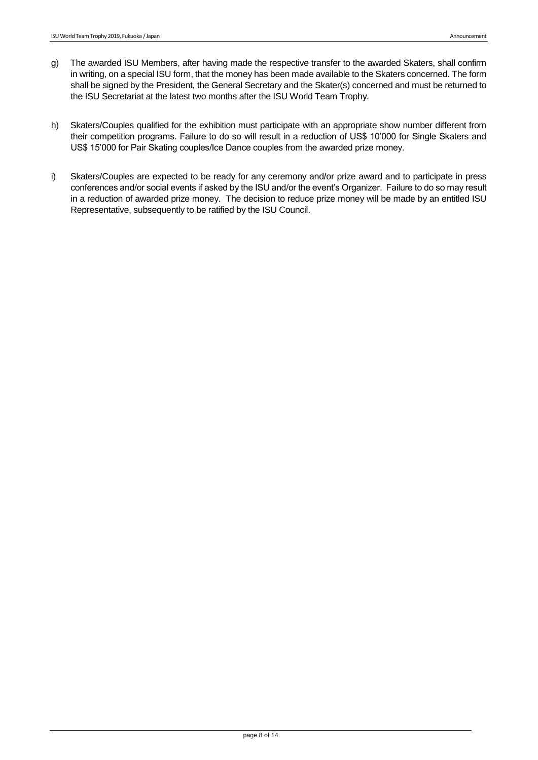g) The awarded ISU Members, after having made the respective transfer to the awarded Skaters, shall confirm in writing, on a special ISU form, that the money has been made available to the Skaters concerned. The form shall be signed by the President, the General Secretary and the Skater(s) concerned and must be returned to the ISU Secretariat at the latest two months after the ISU World Team Trophy.

h) Skaters/Couples qualified for the exhibition must participate with an appropriate show number different from their competition programs. Failure to do so will result in a reduction of US$ 10'000 for Single Skaters and US$ 15'000 for Pair Skating couples/Ice Dance couples from the awarded prize money.

i) Skaters/Couples are expected to be ready for any ceremony and/or prize award and to participate in press conferences and/or social events if asked by the ISU and/or the event's Organizer. Failure to do so may result in a reduction of awarded prize money. The decision to reduce prize money will be made by an entitled ISU Representative, subsequently to be ratified by the ISU Council.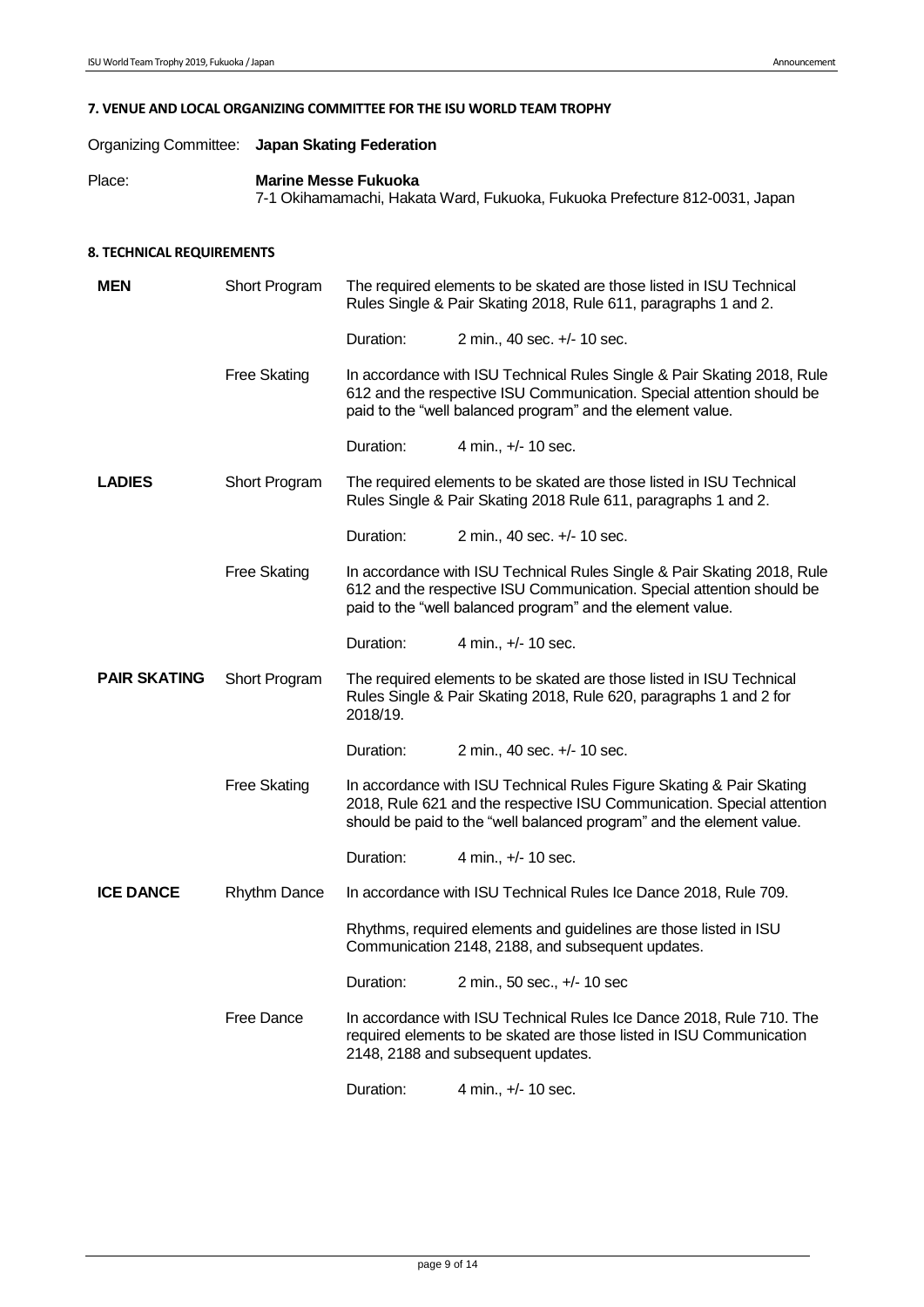#### 7. VENUE AND LOCAL ORGANIZING COMMITTEE FOR THE ISU WORLD TEAM TROPHY

Organizing Committee: **Japan Skating Federation**

Place: **Marine Messe Fukuoka**
7-1 Okihamamachi, Hakata Ward, Fukuoka, Fukuoka Prefecture 812-0031, Japan

#### 8. TECHNICAL REQUIREMENTS

**MEN**

Short Program

The required elements to be skated are those listed in ISU Technical Rules Single & Pair Skating 2018, Rule 611, paragraphs 1 and 2.

Duration: 2 min., 40 sec. +/- 10 sec.

Free Skating

In accordance with ISU Technical Rules Single & Pair Skating 2018, Rule 612 and the respective ISU Communication. Special attention should be paid to the "well balanced program" and the element value.

Duration: 4 min., +/- 10 sec.

**LADIES**

Short Program

The required elements to be skated are those listed in ISU Technical Rules Single & Pair Skating 2018 Rule 611, paragraphs 1 and 2.

Duration: 2 min., 40 sec. +/- 10 sec.

Free Skating

In accordance with ISU Technical Rules Single & Pair Skating 2018, Rule 612 and the respective ISU Communication. Special attention should be paid to the "well balanced program" and the element value.

Duration: 4 min., +/- 10 sec.

**PAIR SKATING**

Short Program

The required elements to be skated are those listed in ISU Technical Rules Single & Pair Skating 2018, Rule 620, paragraphs 1 and 2 for 2018/19.

Duration: 2 min., 40 sec. +/- 10 sec.

Free Skating

In accordance with ISU Technical Rules Figure Skating & Pair Skating 2018, Rule 621 and the respective ISU Communication. Special attention should be paid to the "well balanced program" and the element value.

Duration: 4 min., +/- 10 sec.

**ICE DANCE**

Rhythm Dance

In accordance with ISU Technical Rules Ice Dance 2018, Rule 709.

Rhythms, required elements and guidelines are those listed in ISU Communication 2148, 2188, and subsequent updates.

Duration: 2 min., 50 sec., +/- 10 sec

Free Dance

In accordance with ISU Technical Rules Ice Dance 2018, Rule 710. The required elements to be skated are those listed in ISU Communication 2148, 2188 and subsequent updates.

Duration: 4 min., +/- 10 sec.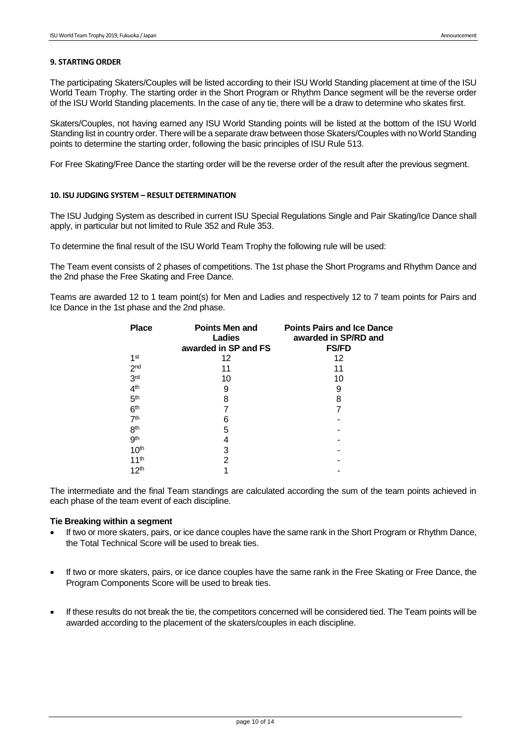### 9. STARTING ORDER

The participating Skaters/Couples will be listed according to their ISU World Standing placement at time of the ISU World Team Trophy. The starting order in the Short Program or Rhythm Dance segment will be the reverse order of the ISU World Standing placements. In the case of any tie, there will be a draw to determine who skates first.

Skaters/Couples, not having earned any ISU World Standing points will be listed at the bottom of the ISU World Standing list in country order. There will be a separate draw between those Skaters/Couples with no World Standing points to determine the starting order, following the basic principles of ISU Rule 513.

For Free Skating/Free Dance the starting order will be the reverse order of the result after the previous segment.

### 10. ISU JUDGING SYSTEM – RESULT DETERMINATION

The ISU Judging System as described in current ISU Special Regulations Single and Pair Skating/Ice Dance shall apply, in particular but not limited to Rule 352 and Rule 353.

To determine the final result of the ISU World Team Trophy the following rule will be used:

The Team event consists of 2 phases of competitions. The 1st phase the Short Programs and Rhythm Dance and the 2nd phase the Free Skating and Free Dance.

Teams are awarded 12 to 1 team point(s) for Men and Ladies and respectively 12 to 7 team points for Pairs and Ice Dance in the 1st phase and the 2nd phase.

| Place | Points Men and Ladies awarded in SP and FS | Points Pairs and Ice Dance awarded in SP/RD and FS/FD |
|---|---|---|
| 1st | 12 | 12 |
| 2nd | 11 | 11 |
| 3rd | 10 | 10 |
| 4th | 9 | 9 |
| 5th | 8 | 8 |
| 6th | 7 | 7 |
| 7th | 6 | - |
| 8th | 5 | - |
| 9th | 4 | - |
| 10th | 3 | - |
| 11th | 2 | - |
| 12th | 1 | - |

The intermediate and the final Team standings are calculated according the sum of the team points achieved in each phase of the team event of each discipline.

**Tie Breaking within a segment**

- If two or more skaters, pairs, or ice dance couples have the same rank in the Short Program or Rhythm Dance, the Total Technical Score will be used to break ties.
- If two or more skaters, pairs, or ice dance couples have the same rank in the Free Skating or Free Dance, the Program Components Score will be used to break ties.
- If these results do not break the tie, the competitors concerned will be considered tied. The Team points will be awarded according to the placement of the skaters/couples in each discipline.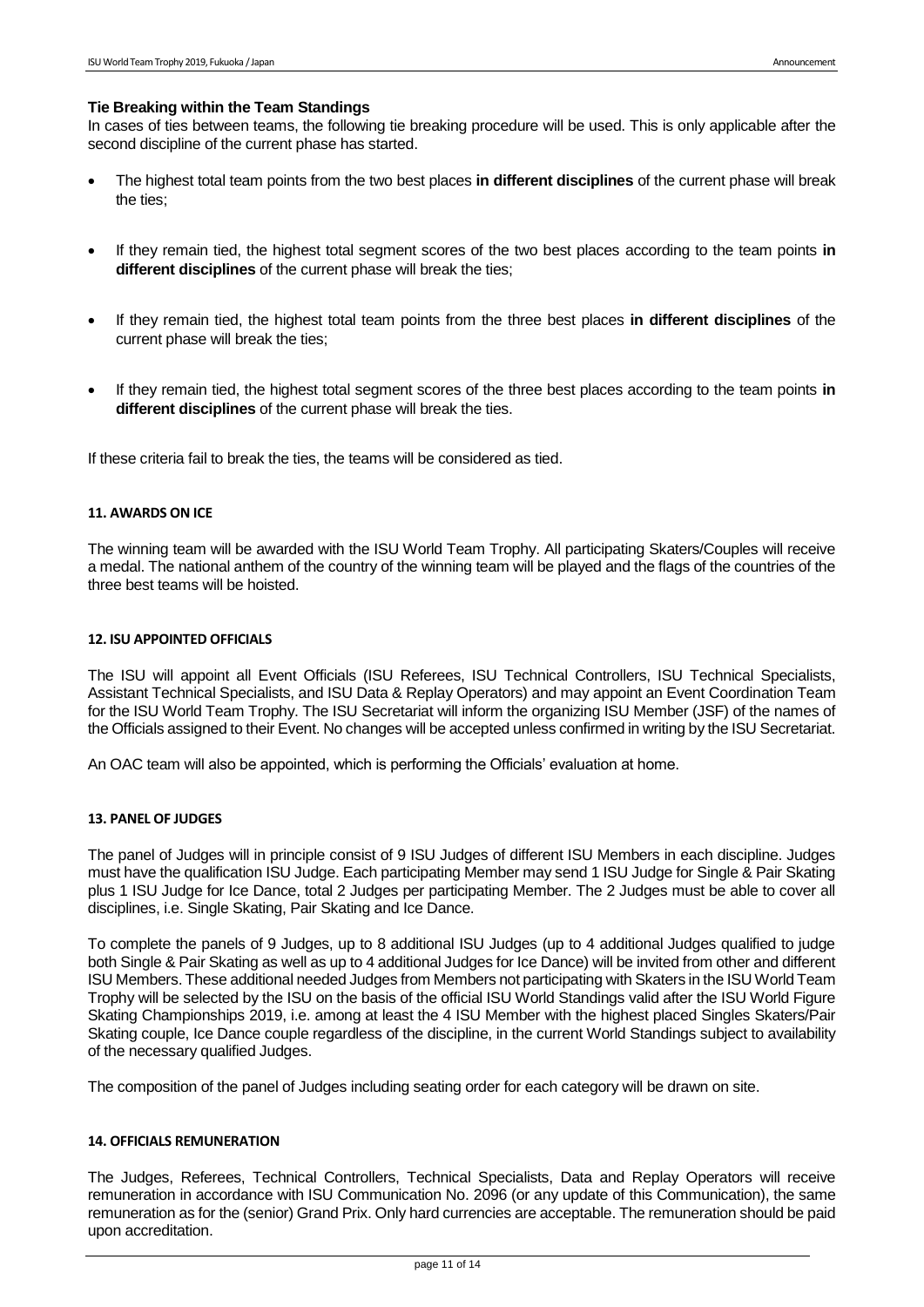**Tie Breaking within the Team Standings**

In cases of ties between teams, the following tie breaking procedure will be used. This is only applicable after the second discipline of the current phase has started.

- The highest total team points from the two best places **in different disciplines** of the current phase will break the ties;
- If they remain tied, the highest total segment scores of the two best places according to the team points **in different disciplines** of the current phase will break the ties;
- If they remain tied, the highest total team points from the three best places **in different disciplines** of the current phase will break the ties;
- If they remain tied, the highest total segment scores of the three best places according to the team points **in different disciplines** of the current phase will break the ties.

If these criteria fail to break the ties, the teams will be considered as tied.

## 11. AWARDS ON ICE

The winning team will be awarded with the ISU World Team Trophy. All participating Skaters/Couples will receive a medal. The national anthem of the country of the winning team will be played and the flags of the countries of the three best teams will be hoisted.

## 12. ISU APPOINTED OFFICIALS

The ISU will appoint all Event Officials (ISU Referees, ISU Technical Controllers, ISU Technical Specialists, Assistant Technical Specialists, and ISU Data & Replay Operators) and may appoint an Event Coordination Team for the ISU World Team Trophy. The ISU Secretariat will inform the organizing ISU Member (JSF) of the names of the Officials assigned to their Event. No changes will be accepted unless confirmed in writing by the ISU Secretariat.

An OAC team will also be appointed, which is performing the Officials' evaluation at home.

## 13. PANEL OF JUDGES

The panel of Judges will in principle consist of 9 ISU Judges of different ISU Members in each discipline. Judges must have the qualification ISU Judge. Each participating Member may send 1 ISU Judge for Single & Pair Skating plus 1 ISU Judge for Ice Dance, total 2 Judges per participating Member. The 2 Judges must be able to cover all disciplines, i.e. Single Skating, Pair Skating and Ice Dance.

To complete the panels of 9 Judges, up to 8 additional ISU Judges (up to 4 additional Judges qualified to judge both Single & Pair Skating as well as up to 4 additional Judges for Ice Dance) will be invited from other and different ISU Members. These additional needed Judges from Members not participating with Skaters in the ISU World Team Trophy will be selected by the ISU on the basis of the official ISU World Standings valid after the ISU World Figure Skating Championships 2019, i.e. among at least the 4 ISU Member with the highest placed Singles Skaters/Pair Skating couple, Ice Dance couple regardless of the discipline, in the current World Standings subject to availability of the necessary qualified Judges.

The composition of the panel of Judges including seating order for each category will be drawn on site.

## 14. OFFICIALS REMUNERATION

The Judges, Referees, Technical Controllers, Technical Specialists, Data and Replay Operators will receive remuneration in accordance with ISU Communication No. 2096 (or any update of this Communication), the same remuneration as for the (senior) Grand Prix. Only hard currencies are acceptable. The remuneration should be paid upon accreditation.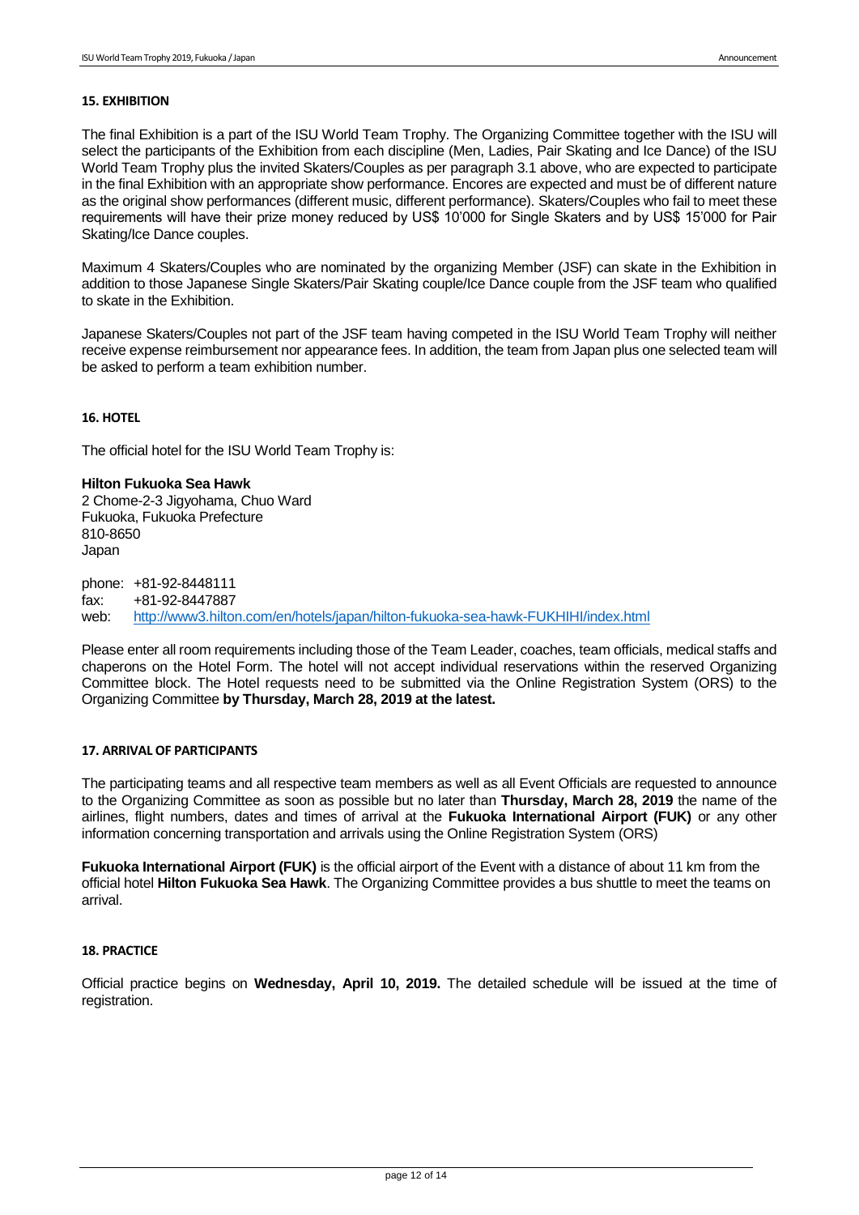## 15. EXHIBITION

The final Exhibition is a part of the ISU World Team Trophy. The Organizing Committee together with the ISU will select the participants of the Exhibition from each discipline (Men, Ladies, Pair Skating and Ice Dance) of the ISU World Team Trophy plus the invited Skaters/Couples as per paragraph 3.1 above, who are expected to participate in the final Exhibition with an appropriate show performance. Encores are expected and must be of different nature as the original show performances (different music, different performance). Skaters/Couples who fail to meet these requirements will have their prize money reduced by US$ 10'000 for Single Skaters and by US$ 15'000 for Pair Skating/Ice Dance couples.

Maximum 4 Skaters/Couples who are nominated by the organizing Member (JSF) can skate in the Exhibition in addition to those Japanese Single Skaters/Pair Skating couple/Ice Dance couple from the JSF team who qualified to skate in the Exhibition.

Japanese Skaters/Couples not part of the JSF team having competed in the ISU World Team Trophy will neither receive expense reimbursement nor appearance fees. In addition, the team from Japan plus one selected team will be asked to perform a team exhibition number.

## 16. HOTEL

The official hotel for the ISU World Team Trophy is:

**Hilton Fukuoka Sea Hawk**
2 Chome-2-3 Jigyohama, Chuo Ward
Fukuoka, Fukuoka Prefecture
810-8650
Japan

phone: +81-92-8448111
fax: +81-92-8447887
web: http://www3.hilton.com/en/hotels/japan/hilton-fukuoka-sea-hawk-FUKHIHI/index.html

Please enter all room requirements including those of the Team Leader, coaches, team officials, medical staffs and chaperons on the Hotel Form. The hotel will not accept individual reservations within the reserved Organizing Committee block. The Hotel requests need to be submitted via the Online Registration System (ORS) to the Organizing Committee **by Thursday, March 28, 2019 at the latest.**

## 17. ARRIVAL OF PARTICIPANTS

The participating teams and all respective team members as well as all Event Officials are requested to announce to the Organizing Committee as soon as possible but no later than **Thursday, March 28, 2019** the name of the airlines, flight numbers, dates and times of arrival at the **Fukuoka International Airport (FUK)** or any other information concerning transportation and arrivals using the Online Registration System (ORS)

**Fukuoka International Airport (FUK)** is the official airport of the Event with a distance of about 11 km from the official hotel **Hilton Fukuoka Sea Hawk**. The Organizing Committee provides a bus shuttle to meet the teams on arrival.

## 18. PRACTICE

Official practice begins on **Wednesday, April 10, 2019.** The detailed schedule will be issued at the time of registration.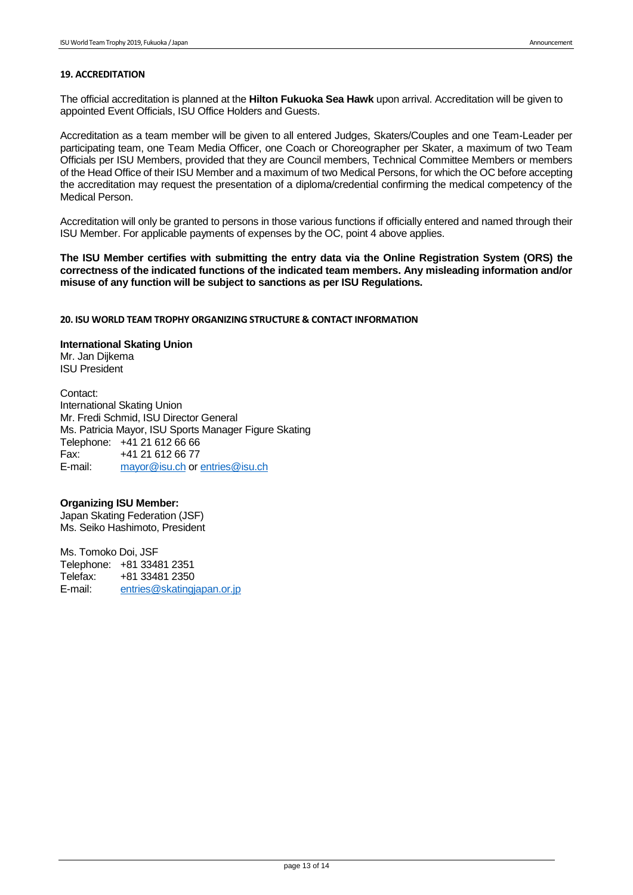### 19. ACCREDITATION

The official accreditation is planned at the **Hilton Fukuoka Sea Hawk** upon arrival. Accreditation will be given to appointed Event Officials, ISU Office Holders and Guests.

Accreditation as a team member will be given to all entered Judges, Skaters/Couples and one Team-Leader per participating team, one Team Media Officer, one Coach or Choreographer per Skater, a maximum of two Team Officials per ISU Members, provided that they are Council members, Technical Committee Members or members of the Head Office of their ISU Member and a maximum of two Medical Persons, for which the OC before accepting the accreditation may request the presentation of a diploma/credential confirming the medical competency of the Medical Person.

Accreditation will only be granted to persons in those various functions if officially entered and named through their ISU Member. For applicable payments of expenses by the OC, point 4 above applies.

**The ISU Member certifies with submitting the entry data via the Online Registration System (ORS) the correctness of the indicated functions of the indicated team members. Any misleading information and/or misuse of any function will be subject to sanctions as per ISU Regulations.**

### 20. ISU WORLD TEAM TROPHY ORGANIZING STRUCTURE & CONTACT INFORMATION

**International Skating Union**
Mr. Jan Dijkema
ISU President

Contact:
International Skating Union
Mr. Fredi Schmid, ISU Director General
Ms. Patricia Mayor, ISU Sports Manager Figure Skating
Telephone: +41 21 612 66 66
Fax: +41 21 612 66 77
E-mail: mayor@isu.ch or entries@isu.ch

**Organizing ISU Member:**
Japan Skating Federation (JSF)
Ms. Seiko Hashimoto, President

Ms. Tomoko Doi, JSF
Telephone: +81 33481 2351
Telefax: +81 33481 2350
E-mail: entries@skatingjapan.or.jp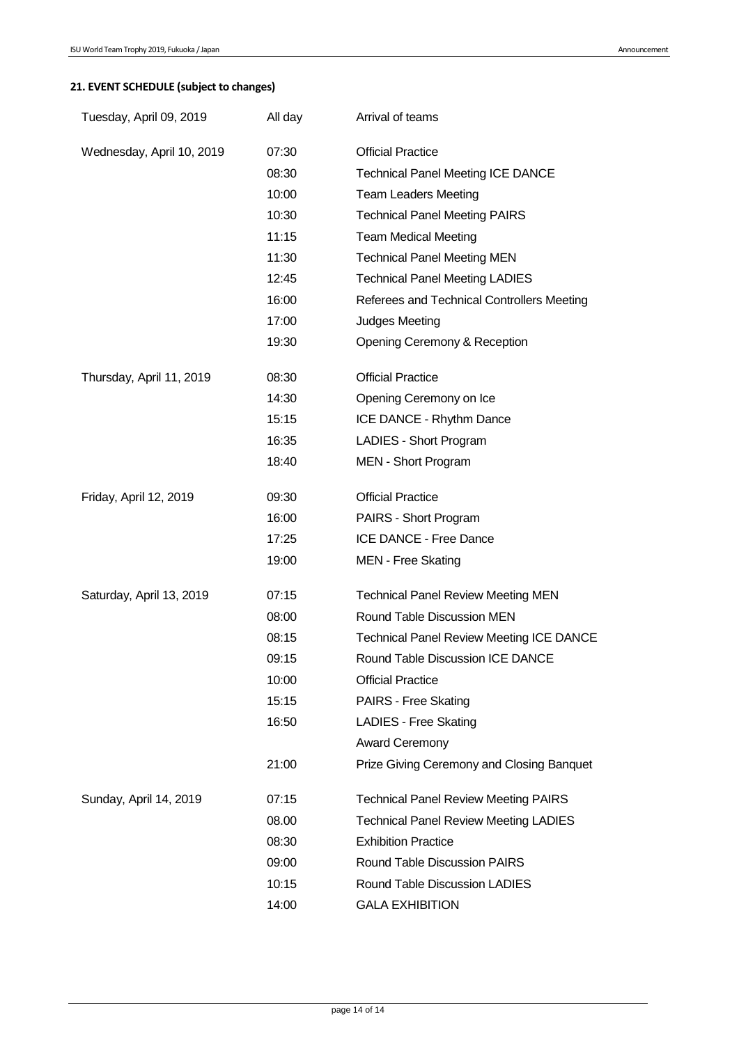## 21. EVENT SCHEDULE (subject to changes)

| | | |
|---|---|---|
| Tuesday, April 09, 2019 | All day | Arrival of teams |
| Wednesday, April 10, 2019 | 07:30 | Official Practice |
| | 08:30 | Technical Panel Meeting ICE DANCE |
| | 10:00 | Team Leaders Meeting |
| | 10:30 | Technical Panel Meeting PAIRS |
| | 11:15 | Team Medical Meeting |
| | 11:30 | Technical Panel Meeting MEN |
| | 12:45 | Technical Panel Meeting LADIES |
| | 16:00 | Referees and Technical Controllers Meeting |
| | 17:00 | Judges Meeting |
| | 19:30 | Opening Ceremony & Reception |
| Thursday, April 11, 2019 | 08:30 | Official Practice |
| | 14:30 | Opening Ceremony on Ice |
| | 15:15 | ICE DANCE - Rhythm Dance |
| | 16:35 | LADIES - Short Program |
| | 18:40 | MEN - Short Program |
| Friday, April 12, 2019 | 09:30 | Official Practice |
| | 16:00 | PAIRS - Short Program |
| | 17:25 | ICE DANCE - Free Dance |
| | 19:00 | MEN - Free Skating |
| Saturday, April 13, 2019 | 07:15 | Technical Panel Review Meeting MEN |
| | 08:00 | Round Table Discussion MEN |
| | 08:15 | Technical Panel Review Meeting ICE DANCE |
| | 09:15 | Round Table Discussion ICE DANCE |
| | 10:00 | Official Practice |
| | 15:15 | PAIRS - Free Skating |
| | 16:50 | LADIES - Free Skating |
| | | Award Ceremony |
| | 21:00 | Prize Giving Ceremony and Closing Banquet |
| Sunday, April 14, 2019 | 07:15 | Technical Panel Review Meeting PAIRS |
| | 08.00 | Technical Panel Review Meeting LADIES |
| | 08:30 | Exhibition Practice |
| | 09:00 | Round Table Discussion PAIRS |
| | 10:15 | Round Table Discussion LADIES |
| | 14:00 | GALA EXHIBITION |